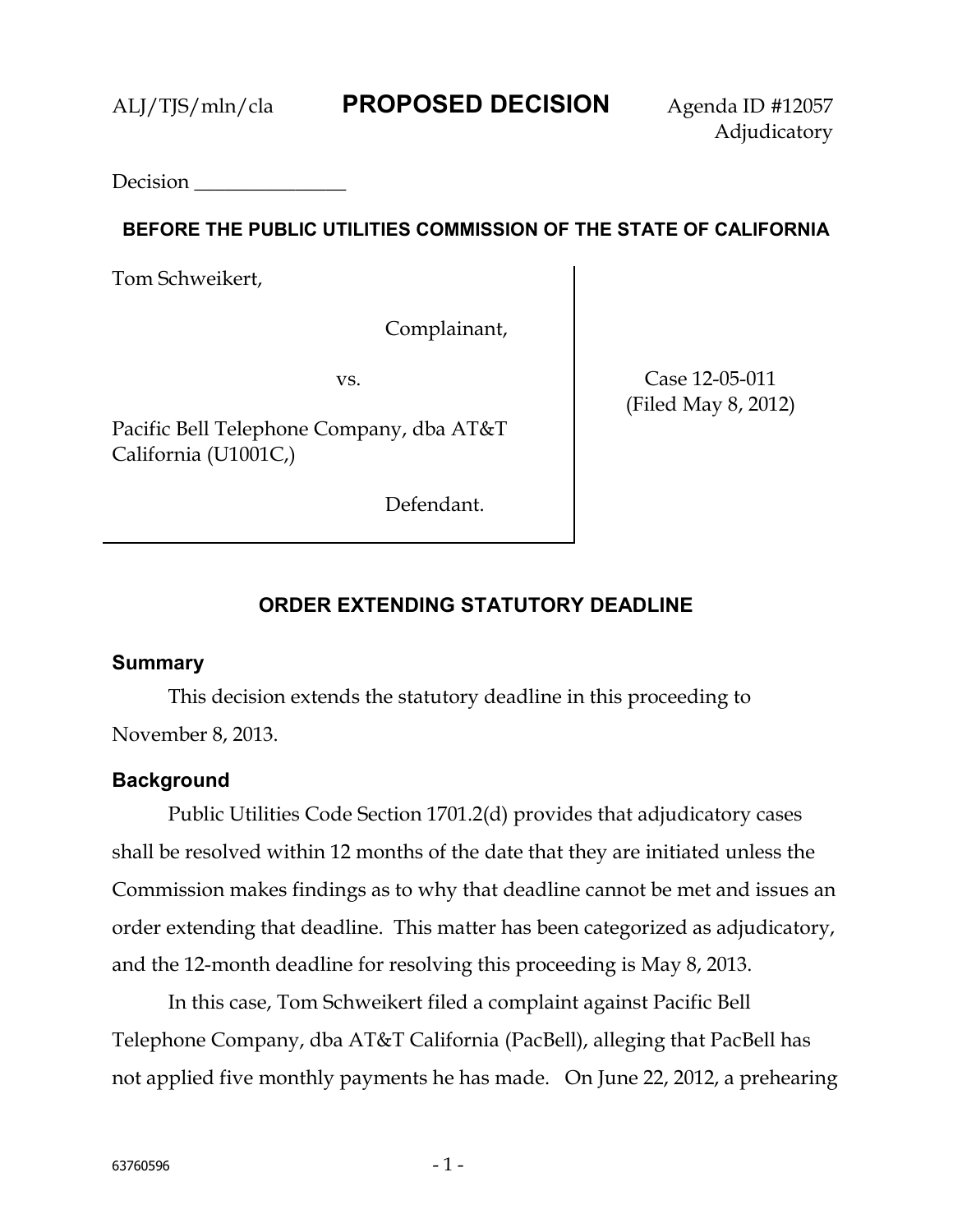ALJ/TJS/mln/cla **PROPOSED DECISION** Agenda ID #12057
Adjudicatory

Decision _______________

**BEFORE THE PUBLIC UTILITIES COMMISSION OF THE STATE OF CALIFORNIA**

| | |
|---|---|
| Tom Schweikert,<br><br>Complainant,<br><br>vs.<br><br>Pacific Bell Telephone Company, dba AT&T California (U1001C,)<br><br>Defendant. | Case 12-05-011<br>(Filed May 8, 2012) |

## ORDER EXTENDING STATUTORY DEADLINE

### Summary

This decision extends the statutory deadline in this proceeding to November 8, 2013.

### Background

Public Utilities Code Section 1701.2(d) provides that adjudicatory cases shall be resolved within 12 months of the date that they are initiated unless the Commission makes findings as to why that deadline cannot be met and issues an order extending that deadline. This matter has been categorized as adjudicatory, and the 12-month deadline for resolving this proceeding is May 8, 2013.

In this case, Tom Schweikert filed a complaint against Pacific Bell Telephone Company, dba AT&T California (PacBell), alleging that PacBell has not applied five monthly payments he has made. On June 22, 2012, a prehearing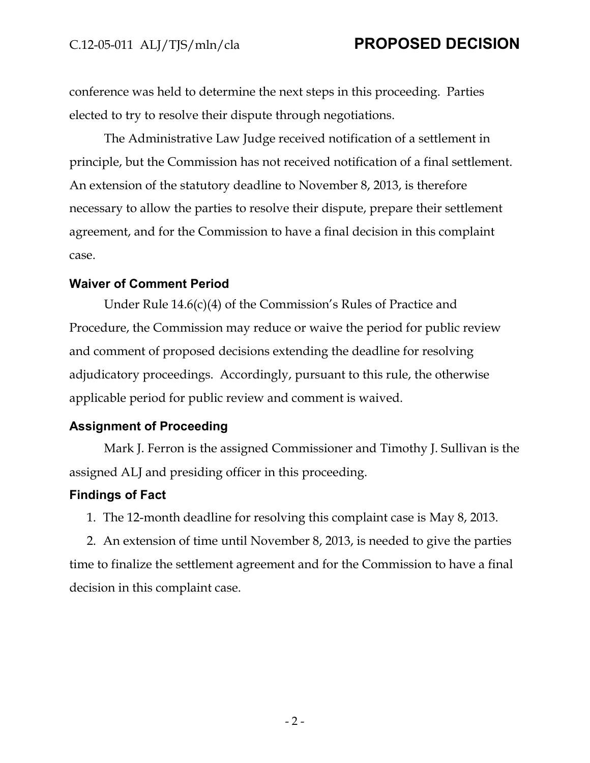conference was held to determine the next steps in this proceeding. Parties elected to try to resolve their dispute through negotiations.

The Administrative Law Judge received notification of a settlement in principle, but the Commission has not received notification of a final settlement. An extension of the statutory deadline to November 8, 2013, is therefore necessary to allow the parties to resolve their dispute, prepare their settlement agreement, and for the Commission to have a final decision in this complaint case.

### Waiver of Comment Period

Under Rule 14.6(c)(4) of the Commission's Rules of Practice and Procedure, the Commission may reduce or waive the period for public review and comment of proposed decisions extending the deadline for resolving adjudicatory proceedings. Accordingly, pursuant to this rule, the otherwise applicable period for public review and comment is waived.

### Assignment of Proceeding

Mark J. Ferron is the assigned Commissioner and Timothy J. Sullivan is the assigned ALJ and presiding officer in this proceeding.

### Findings of Fact

1. The 12-month deadline for resolving this complaint case is May 8, 2013.
2. An extension of time until November 8, 2013, is needed to give the parties time to finalize the settlement agreement and for the Commission to have a final decision in this complaint case.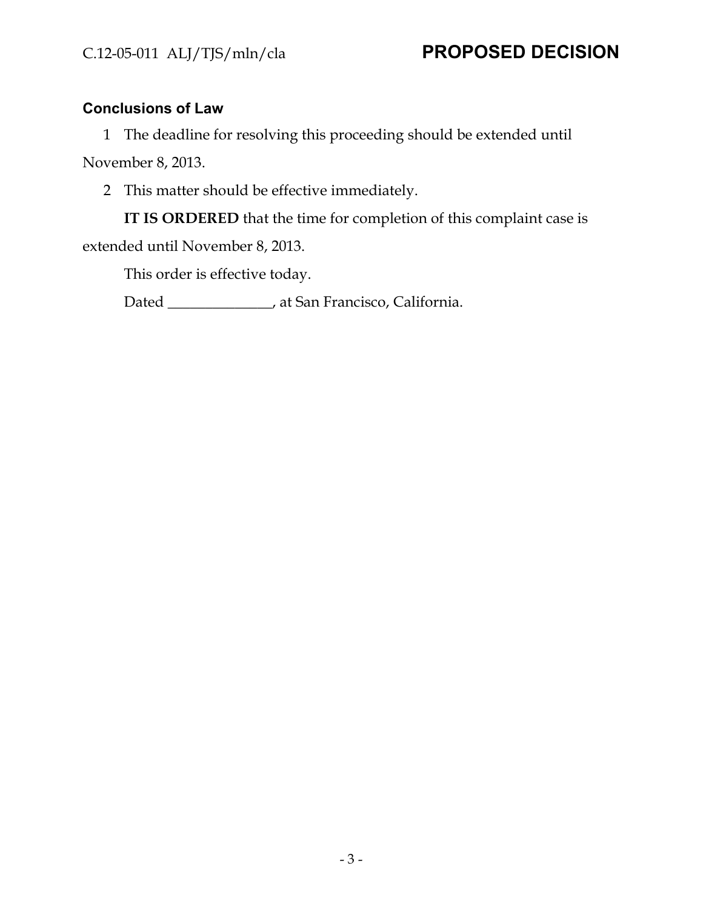### Conclusions of Law

1. The deadline for resolving this proceeding should be extended until November 8, 2013.

2. This matter should be effective immediately.

**IT IS ORDERED** that the time for completion of this complaint case is extended until November 8, 2013.

This order is effective today.

Dated _______________, at San Francisco, California.